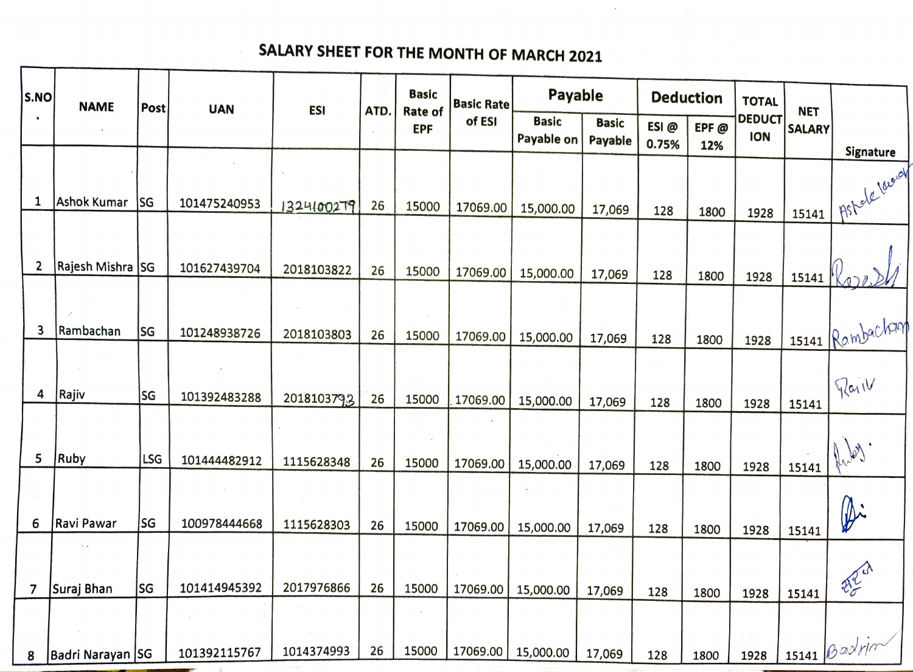## SALARY SHEET FOR THE MONTH OF MARCH 2021

| S.NO. | NAME | Post | UAN | ESI | ATD. | Basic Rate of EPF | Basic Rate of ESI | Payable | | Deduction | | TOTAL DEDUCTION | NET SALARY | Signature |
|---|---|---|---|---|---|---|---|---|---|---|---|---|---|---|
| | | | | | | | | Basic Payable on | Basic Payable | ESI @ 0.75% | EPF @ 12% | | | |
| 1 | Ashok Kumar | SG | 101475240953 | 1324100279 | 26 | 15000 | 17069.00 | 15,000.00 | 17,069 | 128 | 1800 | 1928 | 15141 | Ashok Kumar |
| 2 | Rajesh Mishra | SG | 101627439704 | 2018103822 | 26 | 15000 | 17069.00 | 15,000.00 | 17,069 | 128 | 1800 | 1928 | 15141 | Rajesh |
| 3 | Rambachan | SG | 101248938726 | 2018103803 | 26 | 15000 | 17069.00 | 15,000.00 | 17,069 | 128 | 1800 | 1928 | 15141 | Rambachan |
| 4 | Rajiv | SG | 101392483288 | 2018103793 | 26 | 15000 | 17069.00 | 15,000.00 | 17,069 | 128 | 1800 | 1928 | 15141 | Rajiv |
| 5 | Ruby | LSG | 101444482912 | 1115628348 | 26 | 15000 | 17069.00 | 15,000.00 | 17,069 | 128 | 1800 | 1928 | 15141 | Ruby. |
| 6 | Ravi Pawar | SG | 100978444668 | 1115628303 | 26 | 15000 | 17069.00 | 15,000.00 | 17,069 | 128 | 1800 | 1928 | 15141 | Ri |
| 7 | Suraj Bhan | SG | 101414945392 | 2017976866 | 26 | 15000 | 17069.00 | 15,000.00 | 17,069 | 128 | 1800 | 1928 | 15141 | सूरज |
| 8 | Badri Narayan | SG | 101392115767 | 1014374993 | 26 | 15000 | 17069.00 | 15,000.00 | 17,069 | 128 | 1800 | 1928 | 15141 | Badrim |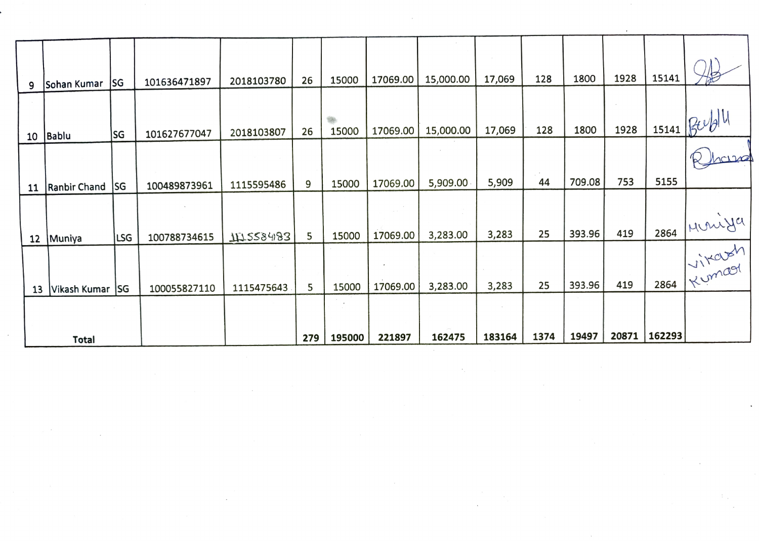| | | | | | | | | | | | | | | |
|---|---|---|---|---|---|---|---|---|---|---|---|---|---|---|
| 9 | Sohan Kumar | SG | 101636471897 | 2018103780 | 26 | 15000 | 17069.00 | 15,000.00 | 17,069 | 128 | 1800 | 1928 | 15141 | (signature) |
| 10 | Bablu | SG | 101627677047 | 2018103807 | 26 | 15000 | 17069.00 | 15,000.00 | 17,069 | 128 | 1800 | 1928 | 15141 | Bablu |
| 11 | Ranbir Chand | SG | 100489873961 | 1115595486 | 9 | 15000 | 17069.00 | 5,909.00 | 5,909 | 44 | 709.08 | 753 | 5155 | R Chand |
| 12 | Muniya | LSG | 100788734615 | 1115584183 | 5 | 15000 | 17069.00 | 3,283.00 | 3,283 | 25 | 393.96 | 419 | 2864 | Muniya |
| 13 | Vikash Kumar | SG | 100055827110 | 1115475643 | 5 | 15000 | 17069.00 | 3,283.00 | 3,283 | 25 | 393.96 | 419 | 2864 | Vikash Kumar |
| | Total | | | | 279 | 195000 | 221897 | 162475 | 183164 | 1374 | 19497 | 20871 | 162293 | |